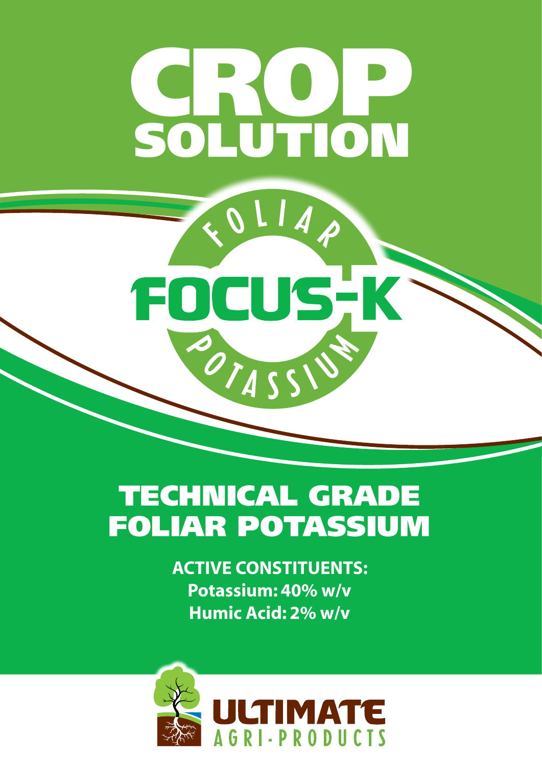# CROP SOLUTION

FOLIAR

## FOCUS-K

POTASSIUM

## TECHNICAL GRADE FOLIAR POTASSIUM

**ACTIVE CONSTITUENTS:**
**Potassium: 40% w/v**
**Humic Acid: 2% w/v**

ULTIMATE AGRI-PRODUCTS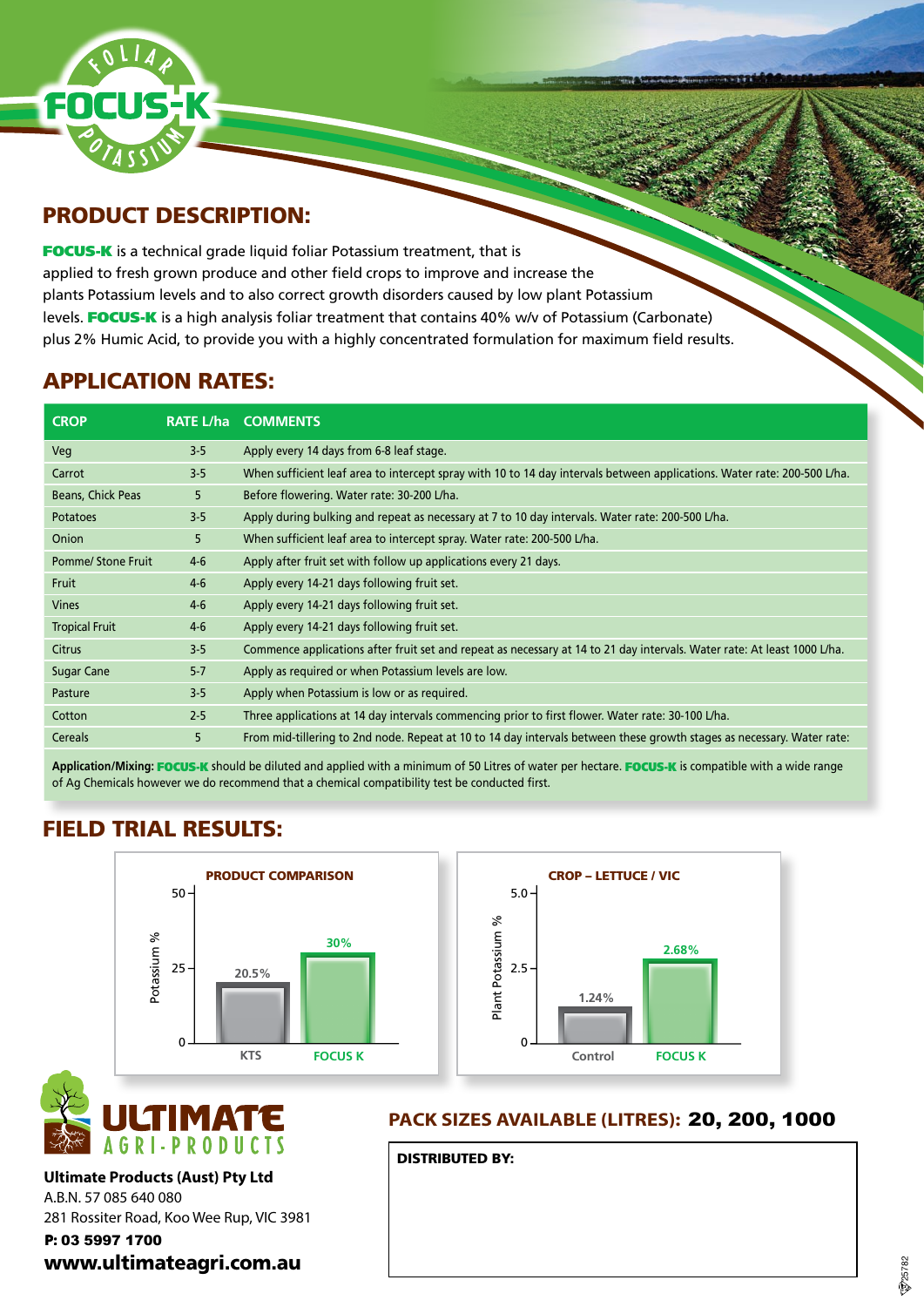FOLIAR FOCUS-K POTASSIUM

## PRODUCT DESCRIPTION:

**FOCUS-K** is a technical grade liquid foliar Potassium treatment, that is applied to fresh grown produce and other field crops to improve and increase the plants Potassium levels and to also correct growth disorders caused by low plant Potassium levels. **FOCUS-K** is a high analysis foliar treatment that contains 40% w/v of Potassium (Carbonate) plus 2% Humic Acid, to provide you with a highly concentrated formulation for maximum field results.

## APPLICATION RATES:

| CROP | RATE L/ha | COMMENTS |
|---|---|---|
| Veg | 3-5 | Apply every 14 days from 6-8 leaf stage. |
| Carrot | 3-5 | When sufficient leaf area to intercept spray with 10 to 14 day intervals between applications. Water rate: 200-500 L/ha. |
| Beans, Chick Peas | 5 | Before flowering. Water rate: 30-200 L/ha. |
| Potatoes | 3-5 | Apply during bulking and repeat as necessary at 7 to 10 day intervals. Water rate: 200-500 L/ha. |
| Onion | 5 | When sufficient leaf area to intercept spray. Water rate: 200-500 L/ha. |
| Pomme/ Stone Fruit | 4-6 | Apply after fruit set with follow up applications every 21 days. |
| Fruit | 4-6 | Apply every 14-21 days following fruit set. |
| Vines | 4-6 | Apply every 14-21 days following fruit set. |
| Tropical Fruit | 4-6 | Apply every 14-21 days following fruit set. |
| Citrus | 3-5 | Commence applications after fruit set and repeat as necessary at 14 to 21 day intervals. Water rate: At least 1000 L/ha. |
| Sugar Cane | 5-7 | Apply as required or when Potassium levels are low. |
| Pasture | 3-5 | Apply when Potassium is low or as required. |
| Cotton | 2-5 | Three applications at 14 day intervals commencing prior to first flower. Water rate: 30-100 L/ha. |
| Cereals | 5 | From mid-tillering to 2nd node. Repeat at 10 to 14 day intervals between these growth stages as necessary. Water rate: |

**Application/Mixing:** **FOCUS-K** should be diluted and applied with a minimum of 50 Litres of water per hectare. **FOCUS-K** is compatible with a wide range of Ag Chemicals however we do recommend that a chemical compatibility test be conducted first.

## FIELD TRIAL RESULTS:

PRODUCT COMPARISON
Potassium %
50
25
0
20.5%
30%
KTS
FOCUS K

CROP – LETTUCE / VIC
Plant Potassium %
5.0
2.5
0
1.24%
2.68%
Control
FOCUS K

ULTIMATE AGRI-PRODUCTS

**Ultimate Products (Aust) Pty Ltd**
A.B.N. 57 085 640 080
281 Rossiter Road, Koo Wee Rup, VIC 3981
**P: 03 5997 1700**
**www.ultimateagri.com.au**

**PACK SIZES AVAILABLE (LITRES): 20, 200, 1000**

**DISTRIBUTED BY:**

25782